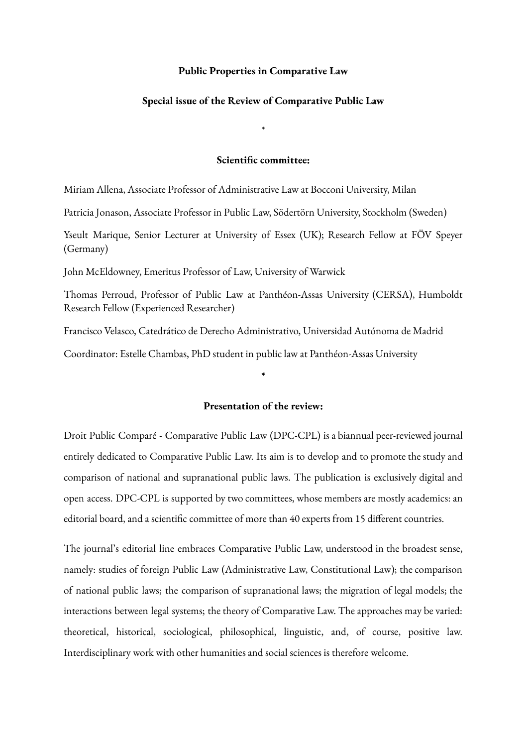**Public Properties in Comparative Law**

**Special issue of the Review of Comparative Public Law**

*

**Scientific committee:**

Miriam Allena, Associate Professor of Administrative Law at Bocconi University, Milan

Patricia Jonason, Associate Professor in Public Law, Södertörn University, Stockholm (Sweden)

Yseult Marique, Senior Lecturer at University of Essex (UK); Research Fellow at FÖV Speyer (Germany)

John McEldowney, Emeritus Professor of Law, University of Warwick

Thomas Perroud, Professor of Public Law at Panthéon-Assas University (CERSA), Humboldt Research Fellow (Experienced Researcher)

Francisco Velasco, Catedrático de Derecho Administrativo, Universidad Autónoma de Madrid

Coordinator: Estelle Chambas, PhD student in public law at Panthéon-Assas University

*

**Presentation of the review:**

Droit Public Comparé - Comparative Public Law (DPC-CPL) is a biannual peer-reviewed journal entirely dedicated to Comparative Public Law. Its aim is to develop and to promote the study and comparison of national and supranational public laws. The publication is exclusively digital and open access. DPC-CPL is supported by two committees, whose members are mostly academics: an editorial board, and a scientific committee of more than 40 experts from 15 different countries.

The journal's editorial line embraces Comparative Public Law, understood in the broadest sense, namely: studies of foreign Public Law (Administrative Law, Constitutional Law); the comparison of national public laws; the comparison of supranational laws; the migration of legal models; the interactions between legal systems; the theory of Comparative Law. The approaches may be varied: theoretical, historical, sociological, philosophical, linguistic, and, of course, positive law. Interdisciplinary work with other humanities and social sciences is therefore welcome.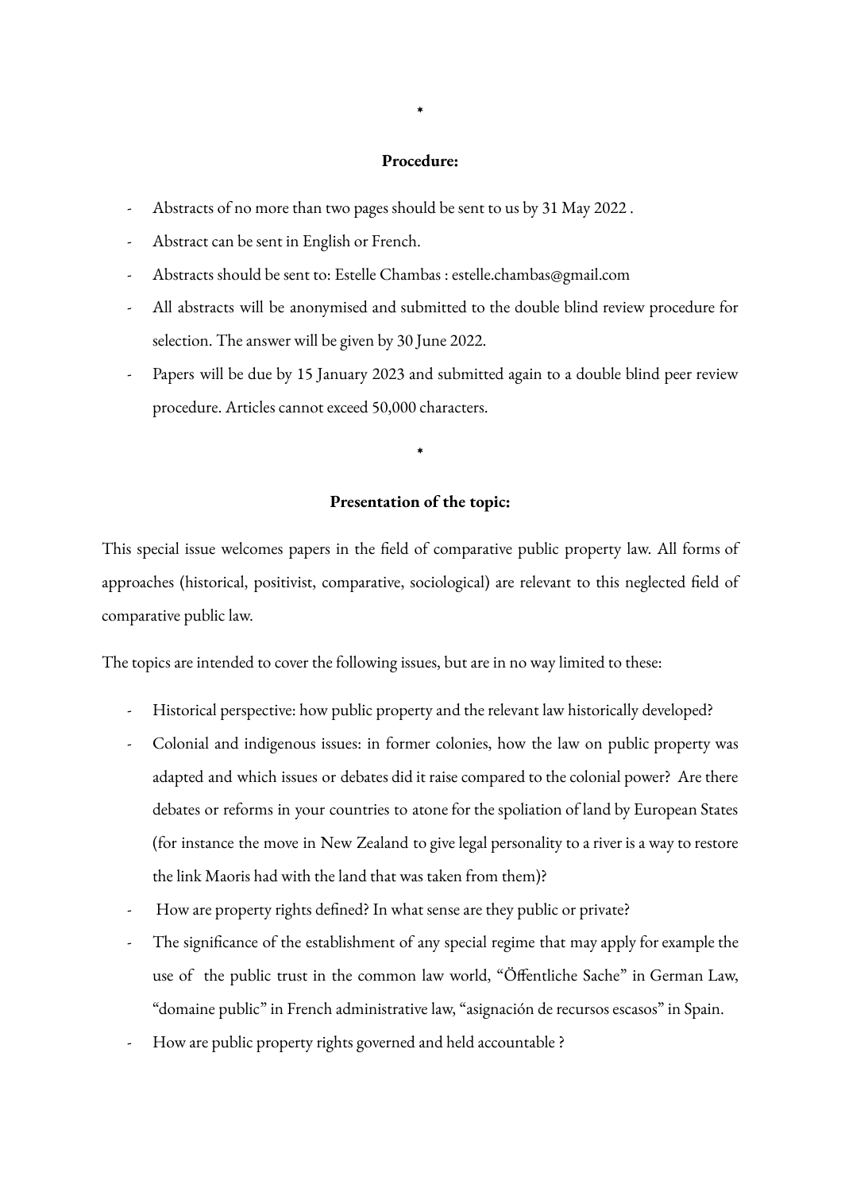*

**Procedure:**

- Abstracts of no more than two pages should be sent to us by 31 May 2022 .
- Abstract can be sent in English or French.
- Abstracts should be sent to: Estelle Chambas : estelle.chambas@gmail.com
- All abstracts will be anonymised and submitted to the double blind review procedure for selection. The answer will be given by 30 June 2022.
- Papers will be due by 15 January 2023 and submitted again to a double blind peer review procedure. Articles cannot exceed 50,000 characters.

*

**Presentation of the topic:**

This special issue welcomes papers in the field of comparative public property law. All forms of approaches (historical, positivist, comparative, sociological) are relevant to this neglected field of comparative public law.

The topics are intended to cover the following issues, but are in no way limited to these:

- Historical perspective: how public property and the relevant law historically developed?
- Colonial and indigenous issues: in former colonies, how the law on public property was adapted and which issues or debates did it raise compared to the colonial power? Are there debates or reforms in your countries to atone for the spoliation of land by European States (for instance the move in New Zealand to give legal personality to a river is a way to restore the link Maoris had with the land that was taken from them)?
- How are property rights defined? In what sense are they public or private?
- The significance of the establishment of any special regime that may apply for example the use of the public trust in the common law world, "Öffentliche Sache" in German Law, "domaine public" in French administrative law, "asignación de recursos escasos" in Spain.
- How are public property rights governed and held accountable ?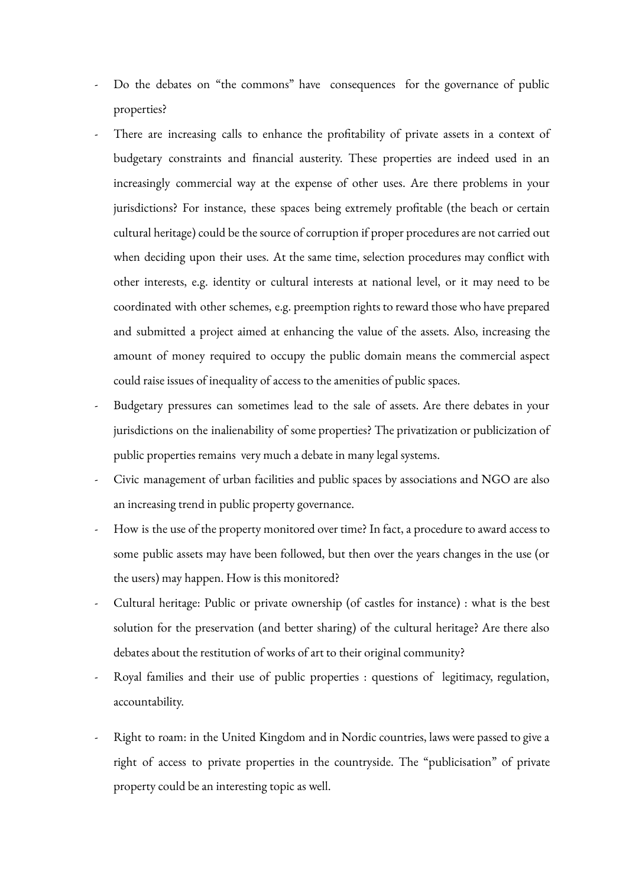- Do the debates on "the commons" have consequences for the governance of public properties?
- There are increasing calls to enhance the profitability of private assets in a context of budgetary constraints and financial austerity. These properties are indeed used in an increasingly commercial way at the expense of other uses. Are there problems in your jurisdictions? For instance, these spaces being extremely profitable (the beach or certain cultural heritage) could be the source of corruption if proper procedures are not carried out when deciding upon their uses. At the same time, selection procedures may conflict with other interests, e.g. identity or cultural interests at national level, or it may need to be coordinated with other schemes, e.g. preemption rights to reward those who have prepared and submitted a project aimed at enhancing the value of the assets. Also, increasing the amount of money required to occupy the public domain means the commercial aspect could raise issues of inequality of access to the amenities of public spaces.
- Budgetary pressures can sometimes lead to the sale of assets. Are there debates in your jurisdictions on the inalienability of some properties? The privatization or publicization of public properties remains very much a debate in many legal systems.
- Civic management of urban facilities and public spaces by associations and NGO are also an increasing trend in public property governance.
- How is the use of the property monitored over time? In fact, a procedure to award access to some public assets may have been followed, but then over the years changes in the use (or the users) may happen. How is this monitored?
- Cultural heritage: Public or private ownership (of castles for instance) : what is the best solution for the preservation (and better sharing) of the cultural heritage? Are there also debates about the restitution of works of art to their original community?
- Royal families and their use of public properties : questions of legitimacy, regulation, accountability.
- Right to roam: in the United Kingdom and in Nordic countries, laws were passed to give a right of access to private properties in the countryside. The "publicisation" of private property could be an interesting topic as well.